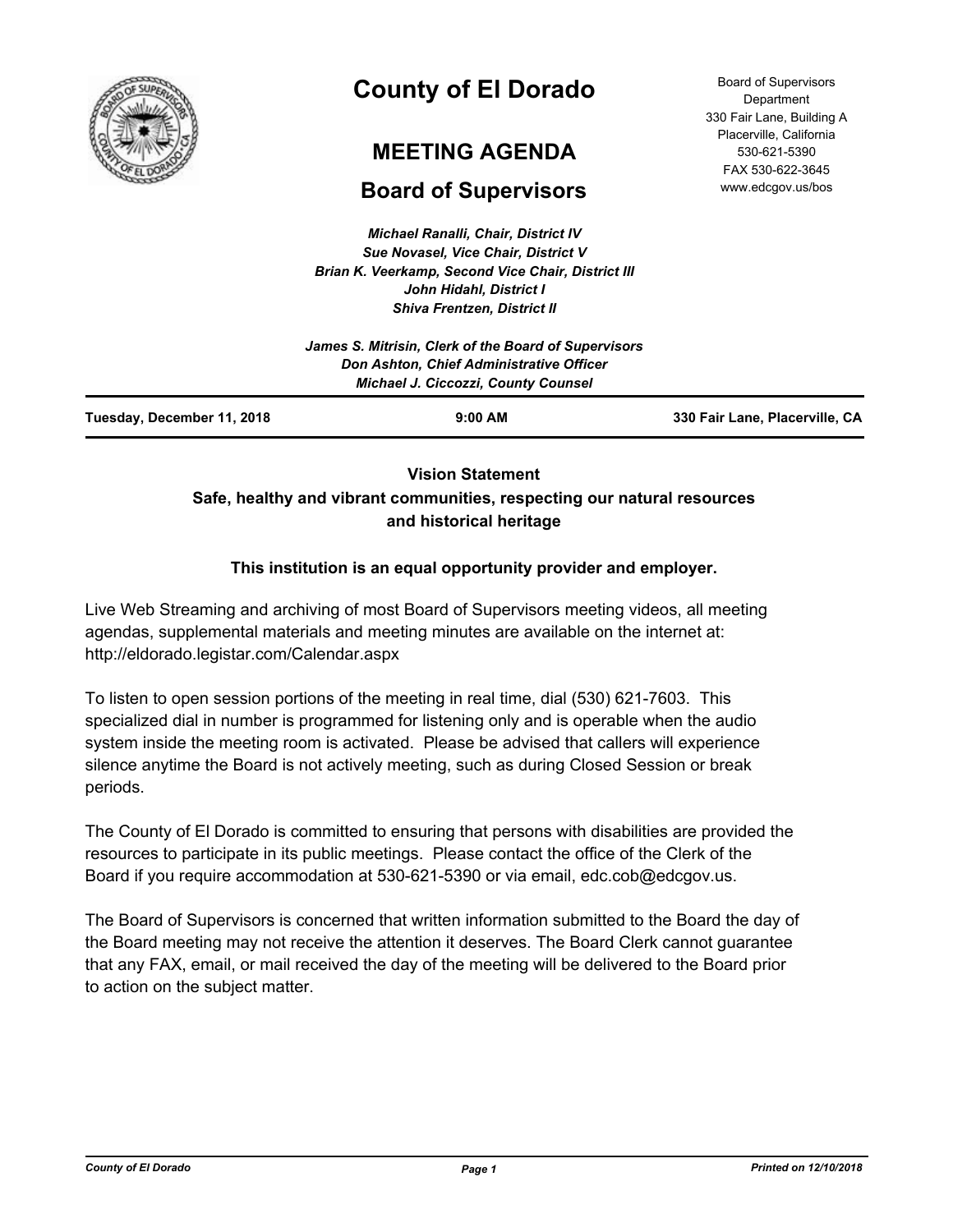# County of El Dorado

## MEETING AGENDA

## Board of Supervisors

Board of Supervisors Department
330 Fair Lane, Building A
Placerville, California
530-621-5390
FAX 530-622-3645
www.edcgov.us/bos

*Michael Ranalli, Chair, District IV*
*Sue Novasel, Vice Chair, District V*
*Brian K. Veerkamp, Second Vice Chair, District III*
*John Hidahl, District I*
*Shiva Frentzen, District II*

*James S. Mitrisin, Clerk of the Board of Supervisors*
*Don Ashton, Chief Administrative Officer*
*Michael J. Ciccozzi, County Counsel*

**Tuesday, December 11, 2018** **9:00 AM** **330 Fair Lane, Placerville, CA**

**Vision Statement**
**Safe, healthy and vibrant communities, respecting our natural resources and historical heritage**

**This institution is an equal opportunity provider and employer.**

Live Web Streaming and archiving of most Board of Supervisors meeting videos, all meeting agendas, supplemental materials and meeting minutes are available on the internet at: http://eldorado.legistar.com/Calendar.aspx

To listen to open session portions of the meeting in real time, dial (530) 621-7603. This specialized dial in number is programmed for listening only and is operable when the audio system inside the meeting room is activated. Please be advised that callers will experience silence anytime the Board is not actively meeting, such as during Closed Session or break periods.

The County of El Dorado is committed to ensuring that persons with disabilities are provided the resources to participate in its public meetings. Please contact the office of the Clerk of the Board if you require accommodation at 530-621-5390 or via email, edc.cob@edcgov.us.

The Board of Supervisors is concerned that written information submitted to the Board the day of the Board meeting may not receive the attention it deserves. The Board Clerk cannot guarantee that any FAX, email, or mail received the day of the meeting will be delivered to the Board prior to action on the subject matter.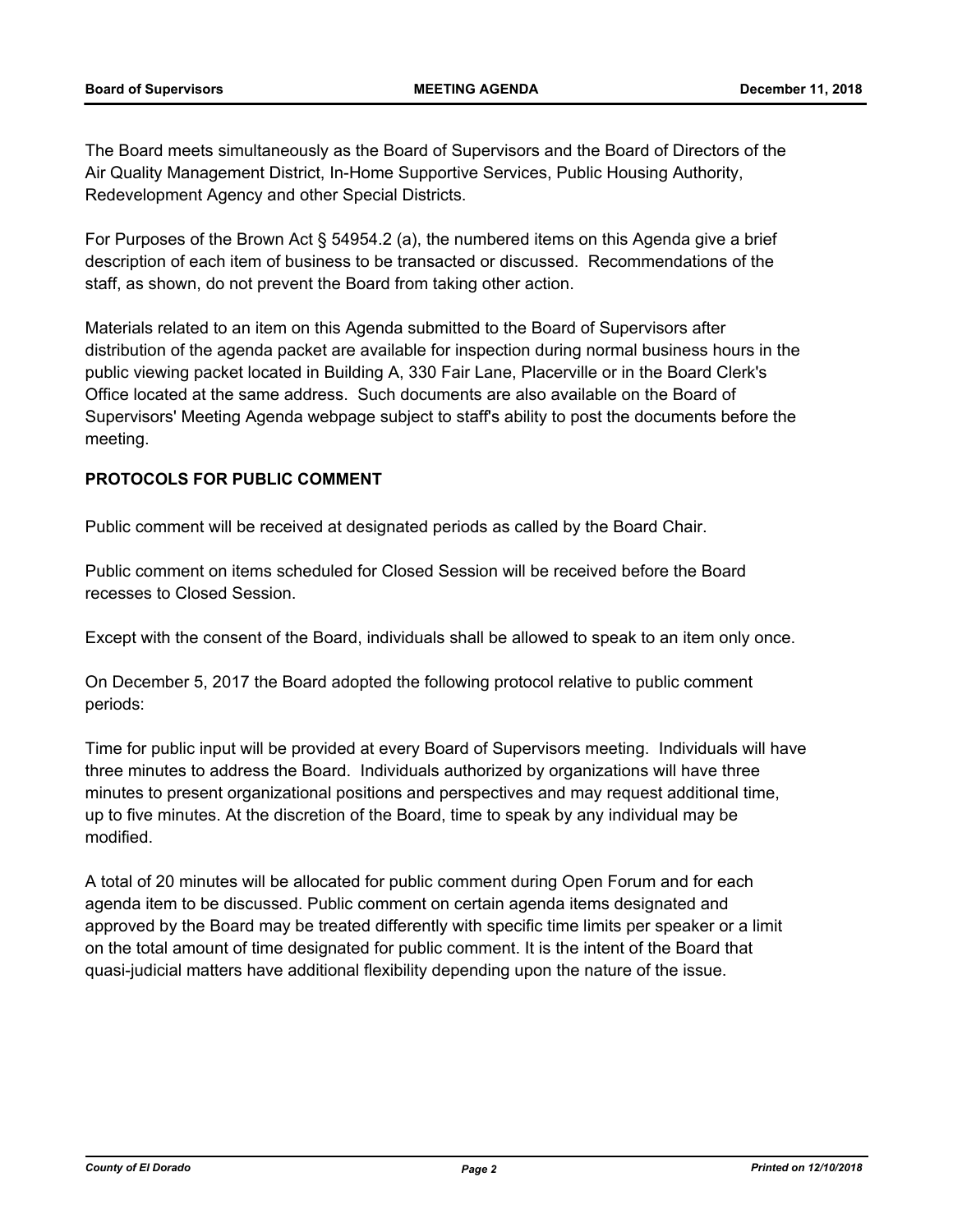The Board meets simultaneously as the Board of Supervisors and the Board of Directors of the Air Quality Management District, In-Home Supportive Services, Public Housing Authority, Redevelopment Agency and other Special Districts.

For Purposes of the Brown Act § 54954.2 (a), the numbered items on this Agenda give a brief description of each item of business to be transacted or discussed. Recommendations of the staff, as shown, do not prevent the Board from taking other action.

Materials related to an item on this Agenda submitted to the Board of Supervisors after distribution of the agenda packet are available for inspection during normal business hours in the public viewing packet located in Building A, 330 Fair Lane, Placerville or in the Board Clerk's Office located at the same address. Such documents are also available on the Board of Supervisors' Meeting Agenda webpage subject to staff's ability to post the documents before the meeting.

**PROTOCOLS FOR PUBLIC COMMENT**

Public comment will be received at designated periods as called by the Board Chair.

Public comment on items scheduled for Closed Session will be received before the Board recesses to Closed Session.

Except with the consent of the Board, individuals shall be allowed to speak to an item only once.

On December 5, 2017 the Board adopted the following protocol relative to public comment periods:

Time for public input will be provided at every Board of Supervisors meeting. Individuals will have three minutes to address the Board. Individuals authorized by organizations will have three minutes to present organizational positions and perspectives and may request additional time, up to five minutes. At the discretion of the Board, time to speak by any individual may be modified.

A total of 20 minutes will be allocated for public comment during Open Forum and for each agenda item to be discussed. Public comment on certain agenda items designated and approved by the Board may be treated differently with specific time limits per speaker or a limit on the total amount of time designated for public comment. It is the intent of the Board that quasi-judicial matters have additional flexibility depending upon the nature of the issue.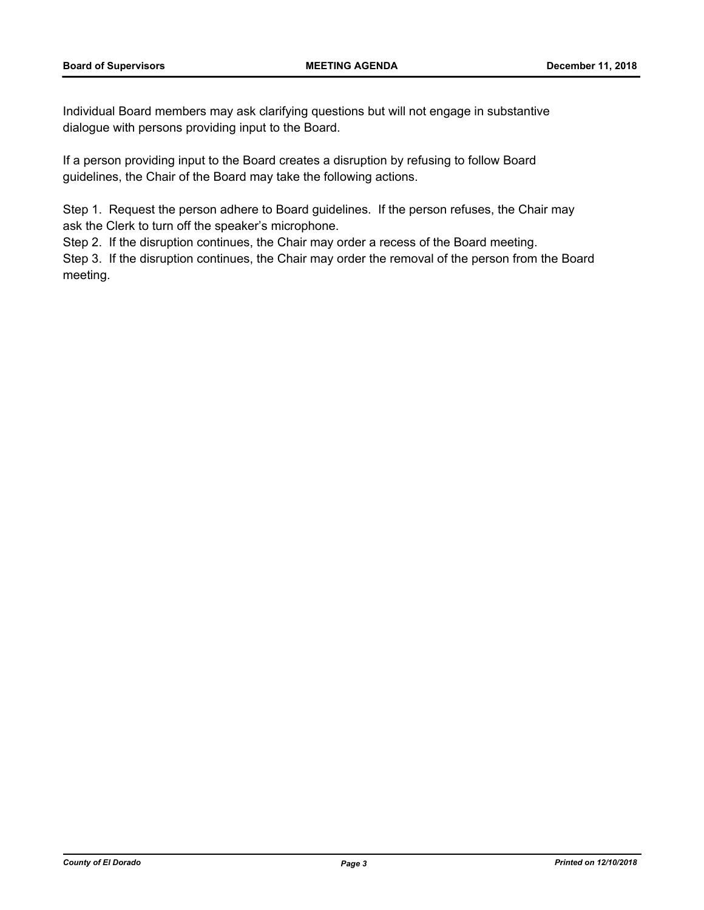Individual Board members may ask clarifying questions but will not engage in substantive dialogue with persons providing input to the Board.

If a person providing input to the Board creates a disruption by refusing to follow Board guidelines, the Chair of the Board may take the following actions.

Step 1. Request the person adhere to Board guidelines. If the person refuses, the Chair may ask the Clerk to turn off the speaker's microphone.
Step 2. If the disruption continues, the Chair may order a recess of the Board meeting.
Step 3. If the disruption continues, the Chair may order the removal of the person from the Board meeting.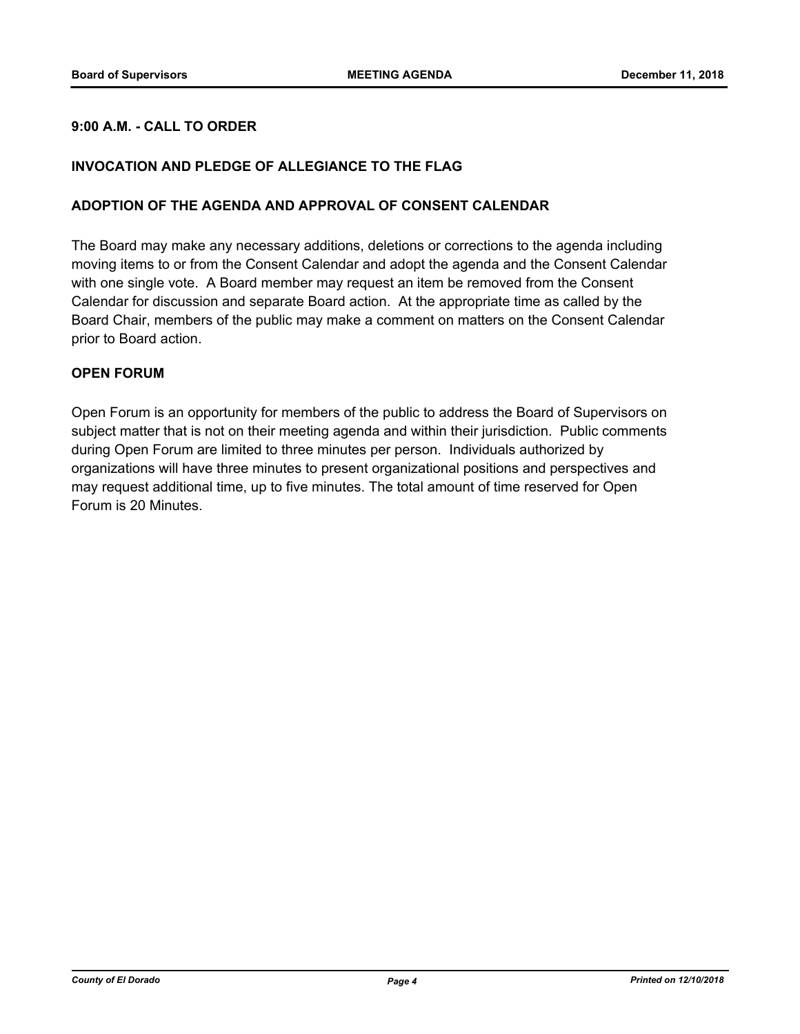## 9:00 A.M. - CALL TO ORDER

## INVOCATION AND PLEDGE OF ALLEGIANCE TO THE FLAG

## ADOPTION OF THE AGENDA AND APPROVAL OF CONSENT CALENDAR

The Board may make any necessary additions, deletions or corrections to the agenda including moving items to or from the Consent Calendar and adopt the agenda and the Consent Calendar with one single vote. A Board member may request an item be removed from the Consent Calendar for discussion and separate Board action. At the appropriate time as called by the Board Chair, members of the public may make a comment on matters on the Consent Calendar prior to Board action.

## OPEN FORUM

Open Forum is an opportunity for members of the public to address the Board of Supervisors on subject matter that is not on their meeting agenda and within their jurisdiction. Public comments during Open Forum are limited to three minutes per person. Individuals authorized by organizations will have three minutes to present organizational positions and perspectives and may request additional time, up to five minutes. The total amount of time reserved for Open Forum is 20 Minutes.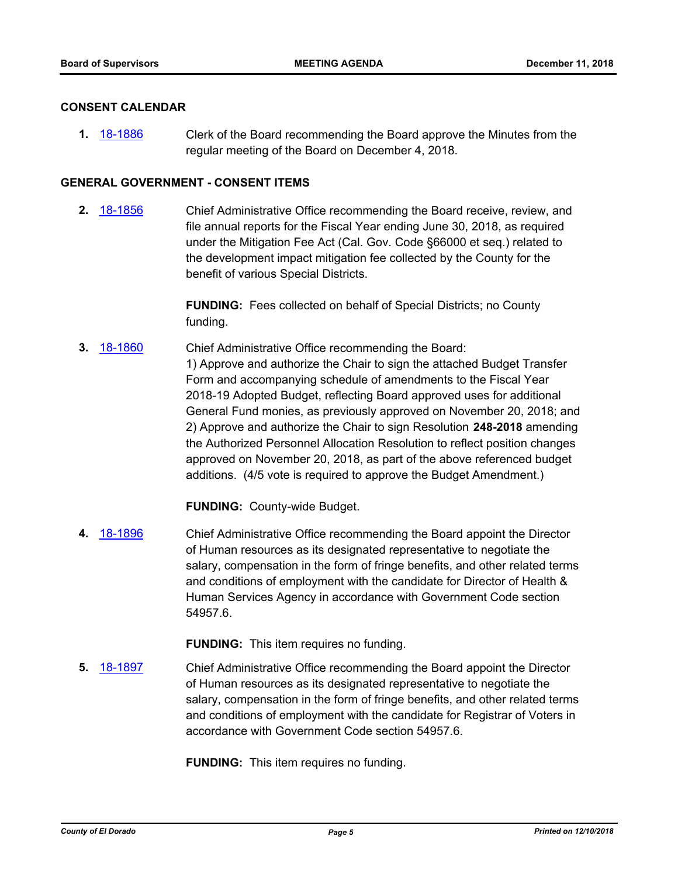## CONSENT CALENDAR

1. 18-1886 Clerk of the Board recommending the Board approve the Minutes from the regular meeting of the Board on December 4, 2018.

## GENERAL GOVERNMENT - CONSENT ITEMS

2. 18-1856 Chief Administrative Office recommending the Board receive, review, and file annual reports for the Fiscal Year ending June 30, 2018, as required under the Mitigation Fee Act (Cal. Gov. Code §66000 et seq.) related to the development impact mitigation fee collected by the County for the benefit of various Special Districts.

   **FUNDING:** Fees collected on behalf of Special Districts; no County funding.

3. 18-1860 Chief Administrative Office recommending the Board:
   1) Approve and authorize the Chair to sign the attached Budget Transfer Form and accompanying schedule of amendments to the Fiscal Year 2018-19 Adopted Budget, reflecting Board approved uses for additional General Fund monies, as previously approved on November 20, 2018; and
   2) Approve and authorize the Chair to sign Resolution **248-2018** amending the Authorized Personnel Allocation Resolution to reflect position changes approved on November 20, 2018, as part of the above referenced budget additions. (4/5 vote is required to approve the Budget Amendment.)

   **FUNDING:** County-wide Budget.

4. 18-1896 Chief Administrative Office recommending the Board appoint the Director of Human resources as its designated representative to negotiate the salary, compensation in the form of fringe benefits, and other related terms and conditions of employment with the candidate for Director of Health & Human Services Agency in accordance with Government Code section 54957.6.

   **FUNDING:** This item requires no funding.

5. 18-1897 Chief Administrative Office recommending the Board appoint the Director of Human resources as its designated representative to negotiate the salary, compensation in the form of fringe benefits, and other related terms and conditions of employment with the candidate for Registrar of Voters in accordance with Government Code section 54957.6.

   **FUNDING:** This item requires no funding.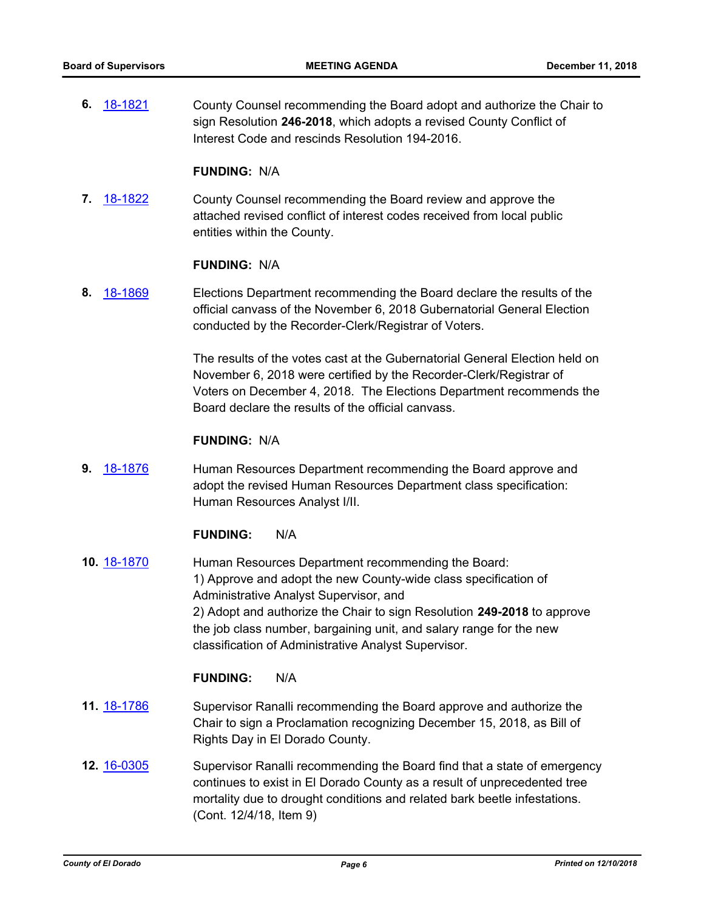**6.** 18-1821 County Counsel recommending the Board adopt and authorize the Chair to sign Resolution **246-2018**, which adopts a revised County Conflict of Interest Code and rescinds Resolution 194-2016.

**FUNDING:** N/A

**7.** 18-1822 County Counsel recommending the Board review and approve the attached revised conflict of interest codes received from local public entities within the County.

**FUNDING:** N/A

**8.** 18-1869 Elections Department recommending the Board declare the results of the official canvass of the November 6, 2018 Gubernatorial General Election conducted by the Recorder-Clerk/Registrar of Voters.

The results of the votes cast at the Gubernatorial General Election held on November 6, 2018 were certified by the Recorder-Clerk/Registrar of Voters on December 4, 2018. The Elections Department recommends the Board declare the results of the official canvass.

**FUNDING:** N/A

**9.** 18-1876 Human Resources Department recommending the Board approve and adopt the revised Human Resources Department class specification: Human Resources Analyst I/II.

**FUNDING:** N/A

**10.** 18-1870 Human Resources Department recommending the Board:
1) Approve and adopt the new County-wide class specification of Administrative Analyst Supervisor, and
2) Adopt and authorize the Chair to sign Resolution **249-2018** to approve the job class number, bargaining unit, and salary range for the new classification of Administrative Analyst Supervisor.

**FUNDING:** N/A

**11.** 18-1786 Supervisor Ranalli recommending the Board approve and authorize the Chair to sign a Proclamation recognizing December 15, 2018, as Bill of Rights Day in El Dorado County.

**12.** 16-0305 Supervisor Ranalli recommending the Board find that a state of emergency continues to exist in El Dorado County as a result of unprecedented tree mortality due to drought conditions and related bark beetle infestations. (Cont. 12/4/18, Item 9)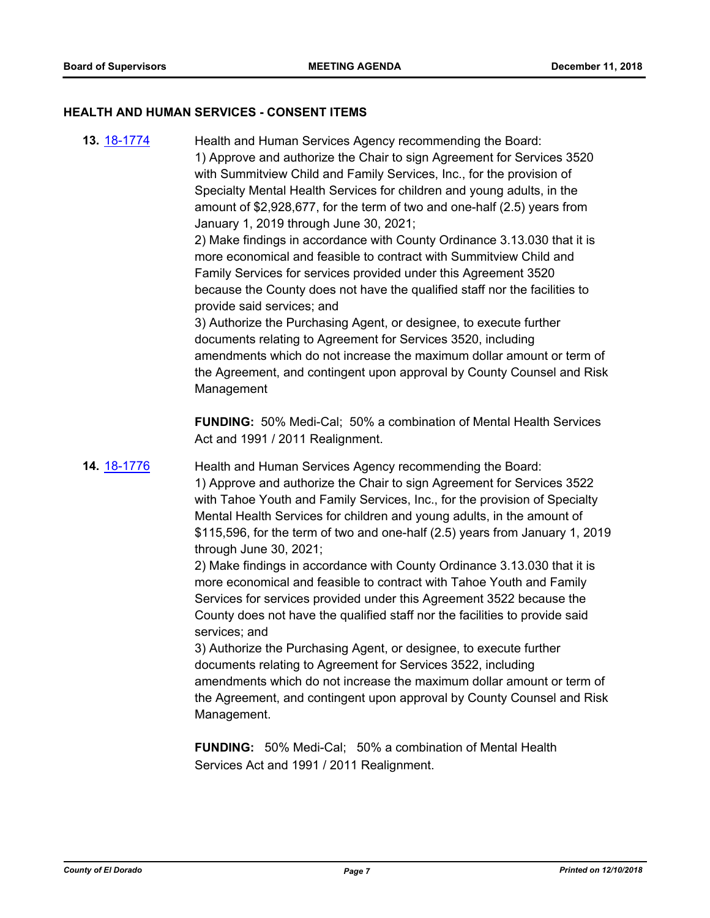## HEALTH AND HUMAN SERVICES - CONSENT ITEMS

**13.** 18-1774

Health and Human Services Agency recommending the Board:
1) Approve and authorize the Chair to sign Agreement for Services 3520 with Summitview Child and Family Services, Inc., for the provision of Specialty Mental Health Services for children and young adults, in the amount of $2,928,677, for the term of two and one-half (2.5) years from January 1, 2019 through June 30, 2021;
2) Make findings in accordance with County Ordinance 3.13.030 that it is more economical and feasible to contract with Summitview Child and Family Services for services provided under this Agreement 3520 because the County does not have the qualified staff nor the facilities to provide said services; and
3) Authorize the Purchasing Agent, or designee, to execute further documents relating to Agreement for Services 3520, including amendments which do not increase the maximum dollar amount or term of the Agreement, and contingent upon approval by County Counsel and Risk Management

**FUNDING:** 50% Medi-Cal; 50% a combination of Mental Health Services Act and 1991 / 2011 Realignment.

**14.** 18-1776

Health and Human Services Agency recommending the Board:
1) Approve and authorize the Chair to sign Agreement for Services 3522 with Tahoe Youth and Family Services, Inc., for the provision of Specialty Mental Health Services for children and young adults, in the amount of $115,596, for the term of two and one-half (2.5) years from January 1, 2019 through June 30, 2021;
2) Make findings in accordance with County Ordinance 3.13.030 that it is more economical and feasible to contract with Tahoe Youth and Family Services for services provided under this Agreement 3522 because the County does not have the qualified staff nor the facilities to provide said services; and
3) Authorize the Purchasing Agent, or designee, to execute further documents relating to Agreement for Services 3522, including amendments which do not increase the maximum dollar amount or term of the Agreement, and contingent upon approval by County Counsel and Risk Management.

**FUNDING:** 50% Medi-Cal; 50% a combination of Mental Health Services Act and 1991 / 2011 Realignment.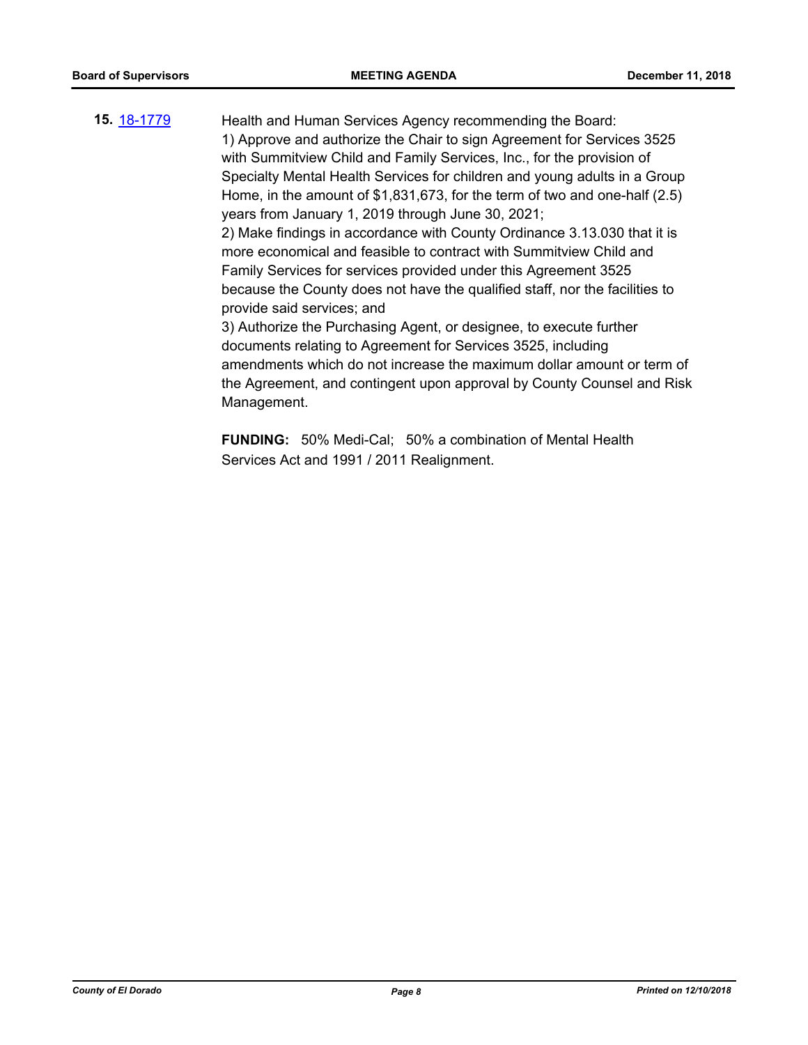**15.** [18-1779](18-1779)

Health and Human Services Agency recommending the Board:
1) Approve and authorize the Chair to sign Agreement for Services 3525 with Summitview Child and Family Services, Inc., for the provision of Specialty Mental Health Services for children and young adults in a Group Home, in the amount of $1,831,673, for the term of two and one-half (2.5) years from January 1, 2019 through June 30, 2021;
2) Make findings in accordance with County Ordinance 3.13.030 that it is more economical and feasible to contract with Summitview Child and Family Services for services provided under this Agreement 3525 because the County does not have the qualified staff, nor the facilities to provide said services; and
3) Authorize the Purchasing Agent, or designee, to execute further documents relating to Agreement for Services 3525, including amendments which do not increase the maximum dollar amount or term of the Agreement, and contingent upon approval by County Counsel and Risk Management.

**FUNDING:** 50% Medi-Cal; 50% a combination of Mental Health Services Act and 1991 / 2011 Realignment.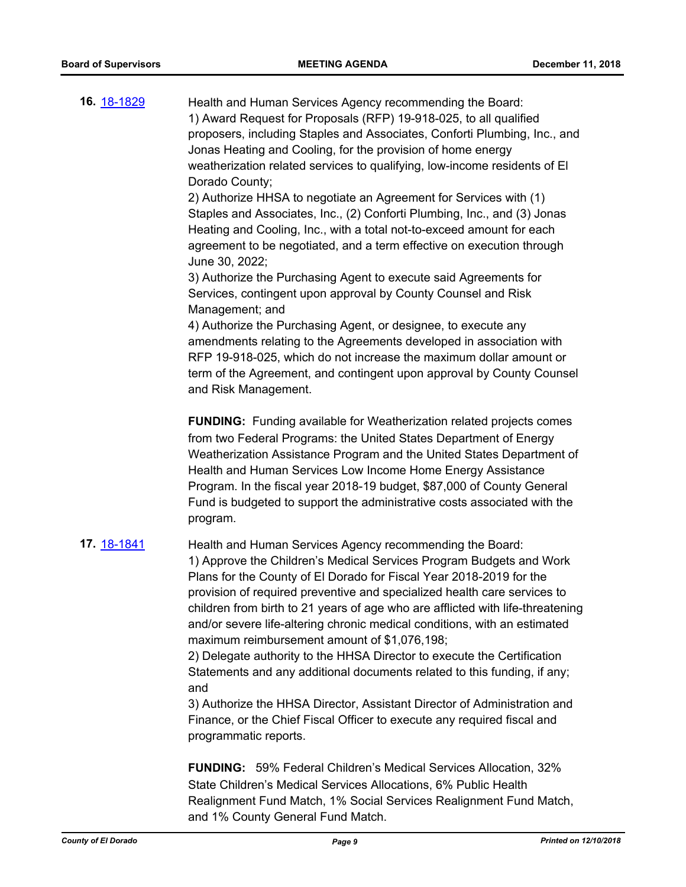**16.** 18-1829

Health and Human Services Agency recommending the Board:
1) Award Request for Proposals (RFP) 19-918-025, to all qualified proposers, including Staples and Associates, Conforti Plumbing, Inc., and Jonas Heating and Cooling, for the provision of home energy weatherization related services to qualifying, low-income residents of El Dorado County;
2) Authorize HHSA to negotiate an Agreement for Services with (1) Staples and Associates, Inc., (2) Conforti Plumbing, Inc., and (3) Jonas Heating and Cooling, Inc., with a total not-to-exceed amount for each agreement to be negotiated, and a term effective on execution through June 30, 2022;
3) Authorize the Purchasing Agent to execute said Agreements for Services, contingent upon approval by County Counsel and Risk Management; and
4) Authorize the Purchasing Agent, or designee, to execute any amendments relating to the Agreements developed in association with RFP 19-918-025, which do not increase the maximum dollar amount or term of the Agreement, and contingent upon approval by County Counsel and Risk Management.

**FUNDING:** Funding available for Weatherization related projects comes from two Federal Programs: the United States Department of Energy Weatherization Assistance Program and the United States Department of Health and Human Services Low Income Home Energy Assistance Program. In the fiscal year 2018-19 budget, $87,000 of County General Fund is budgeted to support the administrative costs associated with the program.

**17.** 18-1841

Health and Human Services Agency recommending the Board:
1) Approve the Children's Medical Services Program Budgets and Work Plans for the County of El Dorado for Fiscal Year 2018-2019 for the provision of required preventive and specialized health care services to children from birth to 21 years of age who are afflicted with life-threatening and/or severe life-altering chronic medical conditions, with an estimated maximum reimbursement amount of $1,076,198;
2) Delegate authority to the HHSA Director to execute the Certification Statements and any additional documents related to this funding, if any; and
3) Authorize the HHSA Director, Assistant Director of Administration and Finance, or the Chief Fiscal Officer to execute any required fiscal and programmatic reports.

**FUNDING:** 59% Federal Children's Medical Services Allocation, 32% State Children's Medical Services Allocations, 6% Public Health Realignment Fund Match, 1% Social Services Realignment Fund Match, and 1% County General Fund Match.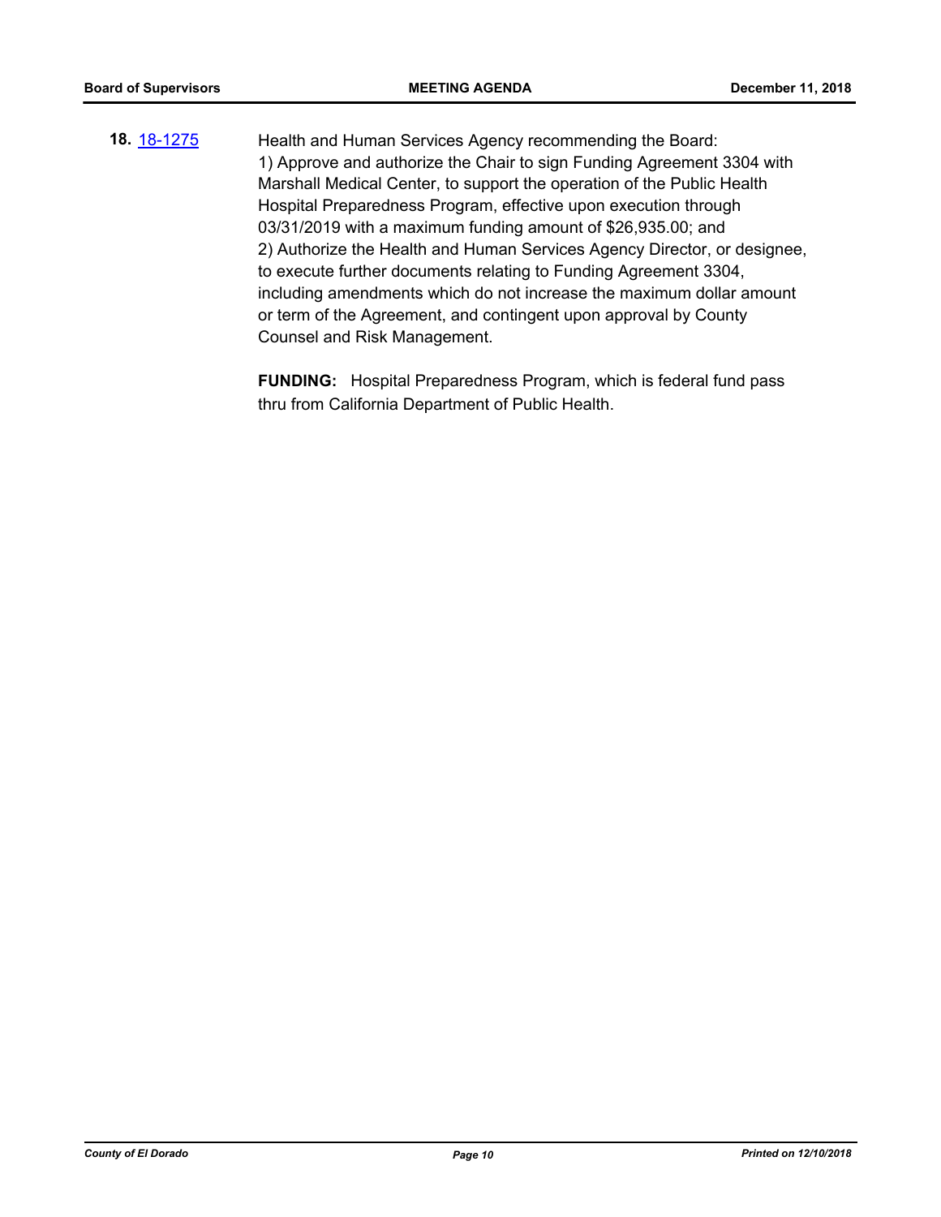**18.** [18-1275](18-1275)

Health and Human Services Agency recommending the Board:
1) Approve and authorize the Chair to sign Funding Agreement 3304 with Marshall Medical Center, to support the operation of the Public Health Hospital Preparedness Program, effective upon execution through 03/31/2019 with a maximum funding amount of $26,935.00; and
2) Authorize the Health and Human Services Agency Director, or designee, to execute further documents relating to Funding Agreement 3304, including amendments which do not increase the maximum dollar amount or term of the Agreement, and contingent upon approval by County Counsel and Risk Management.

**FUNDING:** Hospital Preparedness Program, which is federal fund pass thru from California Department of Public Health.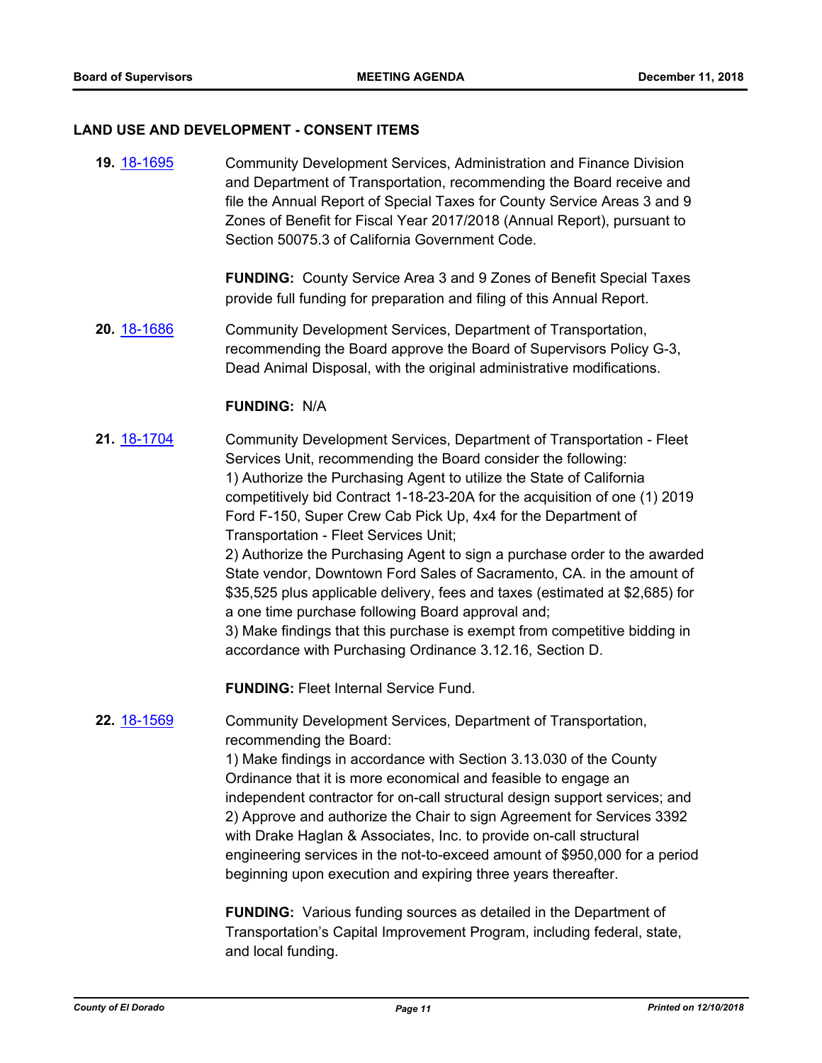## LAND USE AND DEVELOPMENT - CONSENT ITEMS

**19.** [18-1695](18-1695) Community Development Services, Administration and Finance Division and Department of Transportation, recommending the Board receive and file the Annual Report of Special Taxes for County Service Areas 3 and 9 Zones of Benefit for Fiscal Year 2017/2018 (Annual Report), pursuant to Section 50075.3 of California Government Code.

**FUNDING:** County Service Area 3 and 9 Zones of Benefit Special Taxes provide full funding for preparation and filing of this Annual Report.

**20.** [18-1686](18-1686) Community Development Services, Department of Transportation, recommending the Board approve the Board of Supervisors Policy G-3, Dead Animal Disposal, with the original administrative modifications.

**FUNDING:** N/A

**21.** [18-1704](18-1704) Community Development Services, Department of Transportation - Fleet Services Unit, recommending the Board consider the following:
1) Authorize the Purchasing Agent to utilize the State of California competitively bid Contract 1-18-23-20A for the acquisition of one (1) 2019 Ford F-150, Super Crew Cab Pick Up, 4x4 for the Department of Transportation - Fleet Services Unit;
2) Authorize the Purchasing Agent to sign a purchase order to the awarded State vendor, Downtown Ford Sales of Sacramento, CA. in the amount of $35,525 plus applicable delivery, fees and taxes (estimated at $2,685) for a one time purchase following Board approval and;
3) Make findings that this purchase is exempt from competitive bidding in accordance with Purchasing Ordinance 3.12.16, Section D.

**FUNDING:** Fleet Internal Service Fund.

**22.** [18-1569](18-1569) Community Development Services, Department of Transportation, recommending the Board:
1) Make findings in accordance with Section 3.13.030 of the County Ordinance that it is more economical and feasible to engage an independent contractor for on-call structural design support services; and
2) Approve and authorize the Chair to sign Agreement for Services 3392 with Drake Haglan & Associates, Inc. to provide on-call structural engineering services in the not-to-exceed amount of $950,000 for a period beginning upon execution and expiring three years thereafter.

**FUNDING:** Various funding sources as detailed in the Department of Transportation's Capital Improvement Program, including federal, state, and local funding.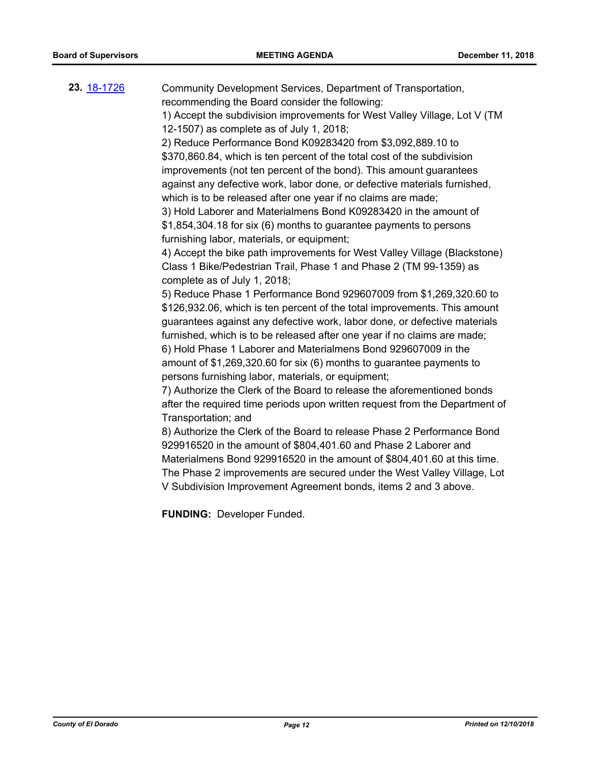**23.** [18-1726](18-1726) Community Development Services, Department of Transportation, recommending the Board consider the following:

1) Accept the subdivision improvements for West Valley Village, Lot V (TM 12-1507) as complete as of July 1, 2018;

2) Reduce Performance Bond K09283420 from $3,092,889.10 to $370,860.84, which is ten percent of the total cost of the subdivision improvements (not ten percent of the bond). This amount guarantees against any defective work, labor done, or defective materials furnished, which is to be released after one year if no claims are made;

3) Hold Laborer and Materialmens Bond K09283420 in the amount of $1,854,304.18 for six (6) months to guarantee payments to persons furnishing labor, materials, or equipment;

4) Accept the bike path improvements for West Valley Village (Blackstone) Class 1 Bike/Pedestrian Trail, Phase 1 and Phase 2 (TM 99-1359) as complete as of July 1, 2018;

5) Reduce Phase 1 Performance Bond 929607009 from $1,269,320.60 to $126,932.06, which is ten percent of the total improvements. This amount guarantees against any defective work, labor done, or defective materials furnished, which is to be released after one year if no claims are made;

6) Hold Phase 1 Laborer and Materialmens Bond 929607009 in the amount of $1,269,320.60 for six (6) months to guarantee payments to persons furnishing labor, materials, or equipment;

7) Authorize the Clerk of the Board to release the aforementioned bonds after the required time periods upon written request from the Department of Transportation; and

8) Authorize the Clerk of the Board to release Phase 2 Performance Bond 929916520 in the amount of $804,401.60 and Phase 2 Laborer and Materialmens Bond 929916520 in the amount of $804,401.60 at this time. The Phase 2 improvements are secured under the West Valley Village, Lot V Subdivision Improvement Agreement bonds, items 2 and 3 above.

**FUNDING:** Developer Funded.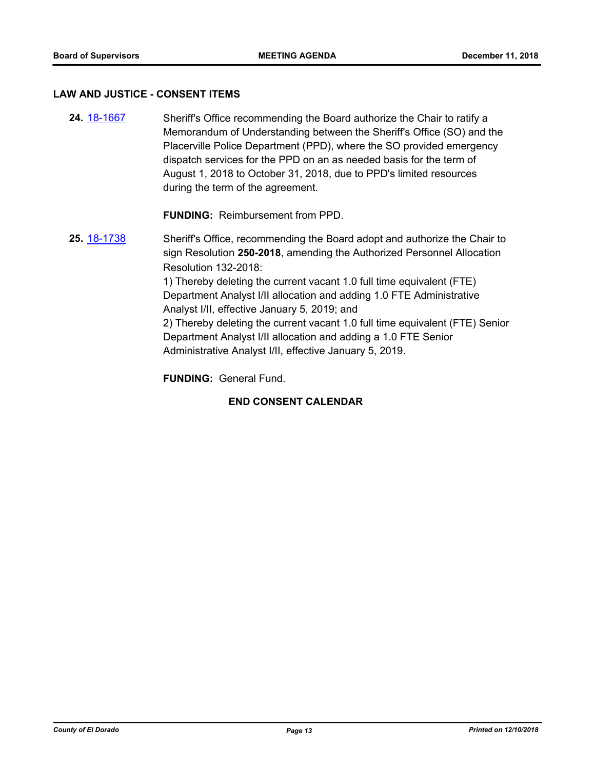## LAW AND JUSTICE - CONSENT ITEMS

**24.** [18-1667](18-1667) Sheriff's Office recommending the Board authorize the Chair to ratify a Memorandum of Understanding between the Sheriff's Office (SO) and the Placerville Police Department (PPD), where the SO provided emergency dispatch services for the PPD on an as needed basis for the term of August 1, 2018 to October 31, 2018, due to PPD's limited resources during the term of the agreement.

**FUNDING:** Reimbursement from PPD.

**25.** [18-1738](18-1738) Sheriff's Office, recommending the Board adopt and authorize the Chair to sign Resolution **250-2018**, amending the Authorized Personnel Allocation Resolution 132-2018:
1) Thereby deleting the current vacant 1.0 full time equivalent (FTE) Department Analyst I/II allocation and adding 1.0 FTE Administrative Analyst I/II, effective January 5, 2019; and
2) Thereby deleting the current vacant 1.0 full time equivalent (FTE) Senior Department Analyst I/II allocation and adding a 1.0 FTE Senior Administrative Analyst I/II, effective January 5, 2019.

**FUNDING:** General Fund.

**END CONSENT CALENDAR**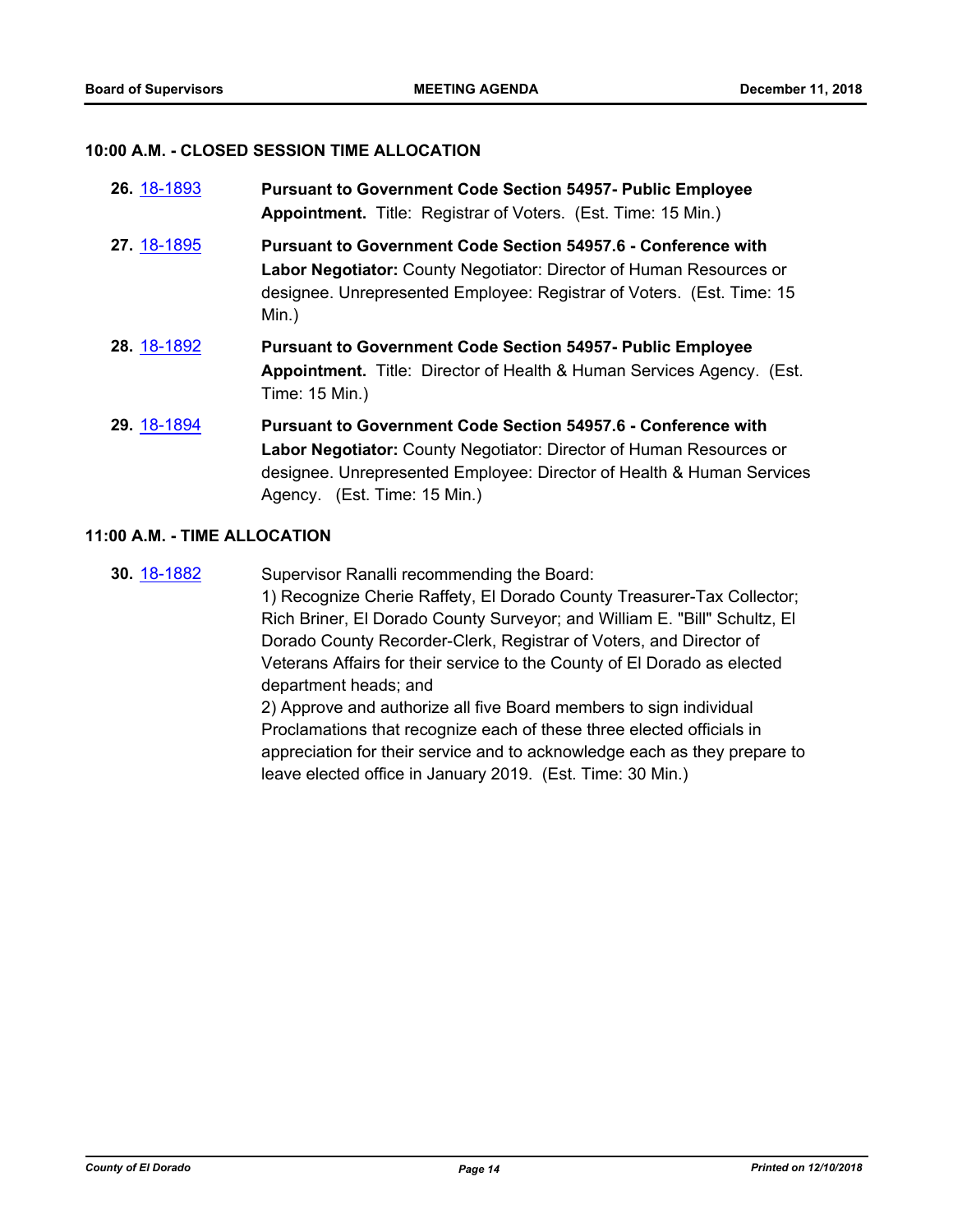### 10:00 A.M. - CLOSED SESSION TIME ALLOCATION

**26.** 18-1893 **Pursuant to Government Code Section 54957- Public Employee Appointment.** Title: Registrar of Voters. (Est. Time: 15 Min.)

**27.** 18-1895 **Pursuant to Government Code Section 54957.6 - Conference with Labor Negotiator:** County Negotiator: Director of Human Resources or designee. Unrepresented Employee: Registrar of Voters. (Est. Time: 15 Min.)

**28.** 18-1892 **Pursuant to Government Code Section 54957- Public Employee Appointment.** Title: Director of Health & Human Services Agency. (Est. Time: 15 Min.)

**29.** 18-1894 **Pursuant to Government Code Section 54957.6 - Conference with Labor Negotiator:** County Negotiator: Director of Human Resources or designee. Unrepresented Employee: Director of Health & Human Services Agency. (Est. Time: 15 Min.)

### 11:00 A.M. - TIME ALLOCATION

**30.** 18-1882 Supervisor Ranalli recommending the Board:

1) Recognize Cherie Raffety, El Dorado County Treasurer-Tax Collector; Rich Briner, El Dorado County Surveyor; and William E. "Bill" Schultz, El Dorado County Recorder-Clerk, Registrar of Voters, and Director of Veterans Affairs for their service to the County of El Dorado as elected department heads; and

2) Approve and authorize all five Board members to sign individual Proclamations that recognize each of these three elected officials in appreciation for their service and to acknowledge each as they prepare to leave elected office in January 2019. (Est. Time: 30 Min.)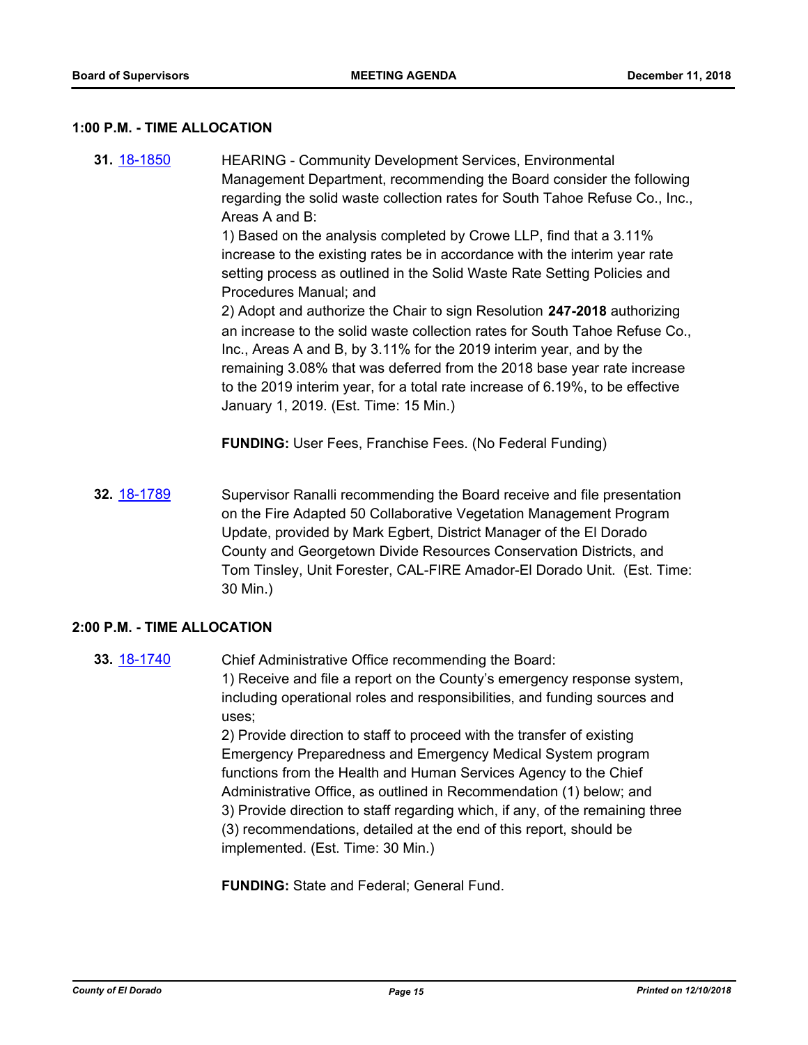### 1:00 P.M. - TIME ALLOCATION

**31.** [18-1850](18-1850) HEARING - Community Development Services, Environmental Management Department, recommending the Board consider the following regarding the solid waste collection rates for South Tahoe Refuse Co., Inc., Areas A and B:

1) Based on the analysis completed by Crowe LLP, find that a 3.11% increase to the existing rates be in accordance with the interim year rate setting process as outlined in the Solid Waste Rate Setting Policies and Procedures Manual; and

2) Adopt and authorize the Chair to sign Resolution **247-2018** authorizing an increase to the solid waste collection rates for South Tahoe Refuse Co., Inc., Areas A and B, by 3.11% for the 2019 interim year, and by the remaining 3.08% that was deferred from the 2018 base year rate increase to the 2019 interim year, for a total rate increase of 6.19%, to be effective January 1, 2019. (Est. Time: 15 Min.)

**FUNDING:** User Fees, Franchise Fees. (No Federal Funding)

**32.** [18-1789](18-1789) Supervisor Ranalli recommending the Board receive and file presentation on the Fire Adapted 50 Collaborative Vegetation Management Program Update, provided by Mark Egbert, District Manager of the El Dorado County and Georgetown Divide Resources Conservation Districts, and Tom Tinsley, Unit Forester, CAL-FIRE Amador-El Dorado Unit. (Est. Time: 30 Min.)

### 2:00 P.M. - TIME ALLOCATION

**33.** [18-1740](18-1740) Chief Administrative Office recommending the Board:

1) Receive and file a report on the County's emergency response system, including operational roles and responsibilities, and funding sources and uses;

2) Provide direction to staff to proceed with the transfer of existing Emergency Preparedness and Emergency Medical System program functions from the Health and Human Services Agency to the Chief Administrative Office, as outlined in Recommendation (1) below; and

3) Provide direction to staff regarding which, if any, of the remaining three (3) recommendations, detailed at the end of this report, should be implemented. (Est. Time: 30 Min.)

**FUNDING:** State and Federal; General Fund.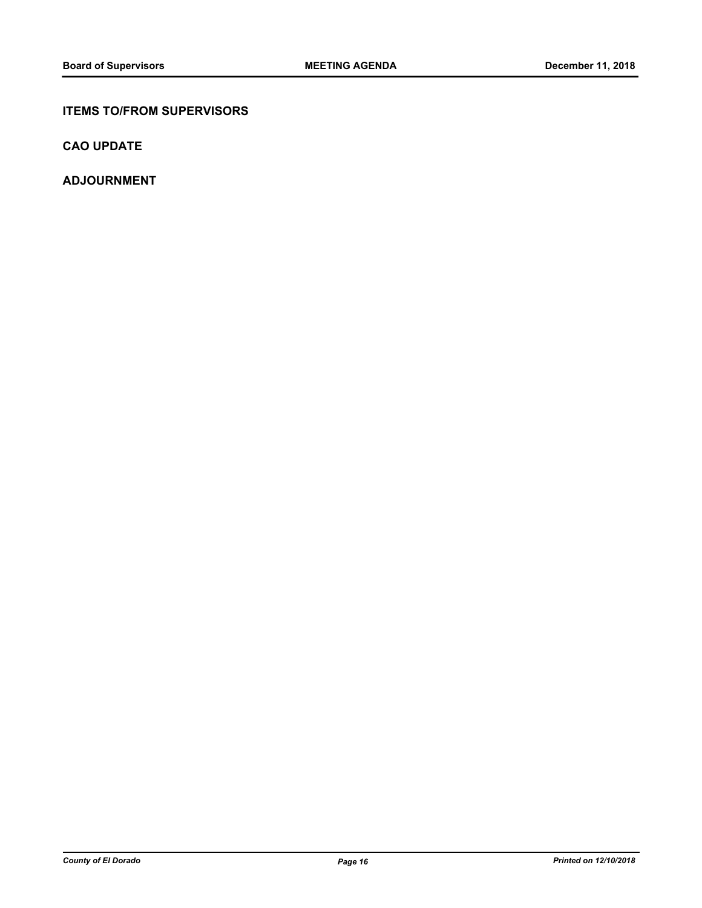## ITEMS TO/FROM SUPERVISORS

## CAO UPDATE

## ADJOURNMENT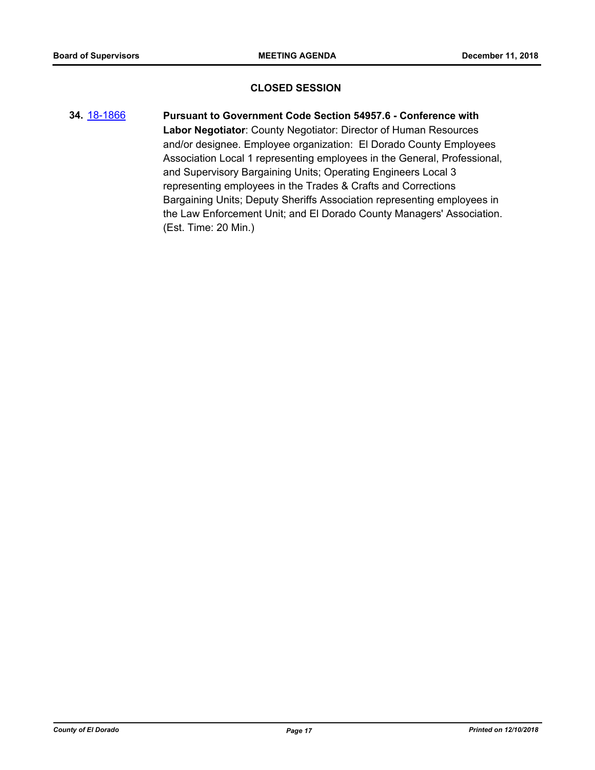## CLOSED SESSION

**34.** 18-1866 **Pursuant to Government Code Section 54957.6 - Conference with Labor Negotiator**: County Negotiator: Director of Human Resources and/or designee. Employee organization: El Dorado County Employees Association Local 1 representing employees in the General, Professional, and Supervisory Bargaining Units; Operating Engineers Local 3 representing employees in the Trades & Crafts and Corrections Bargaining Units; Deputy Sheriffs Association representing employees in the Law Enforcement Unit; and El Dorado County Managers' Association. (Est. Time: 20 Min.)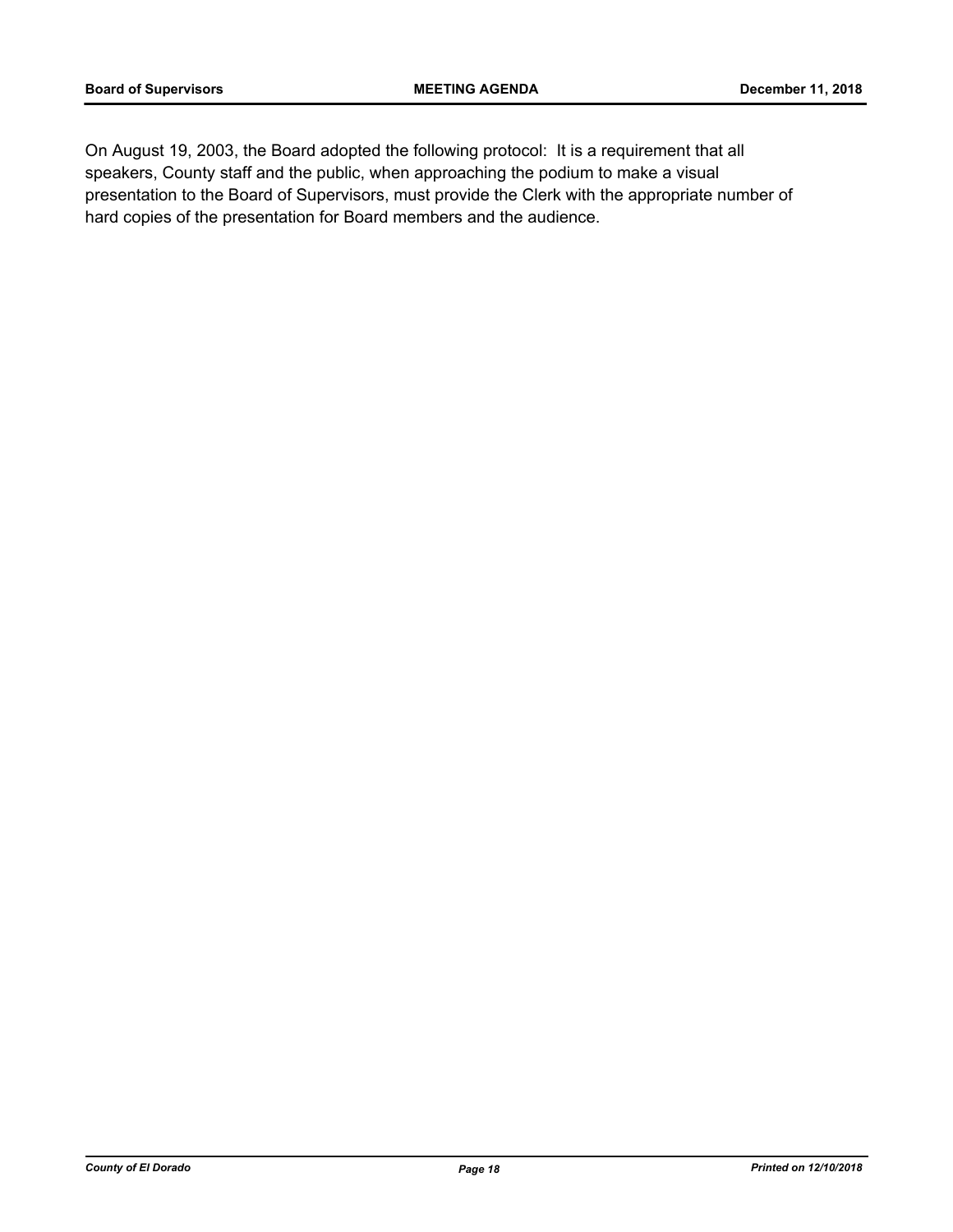On August 19, 2003, the Board adopted the following protocol: It is a requirement that all speakers, County staff and the public, when approaching the podium to make a visual presentation to the Board of Supervisors, must provide the Clerk with the appropriate number of hard copies of the presentation for Board members and the audience.